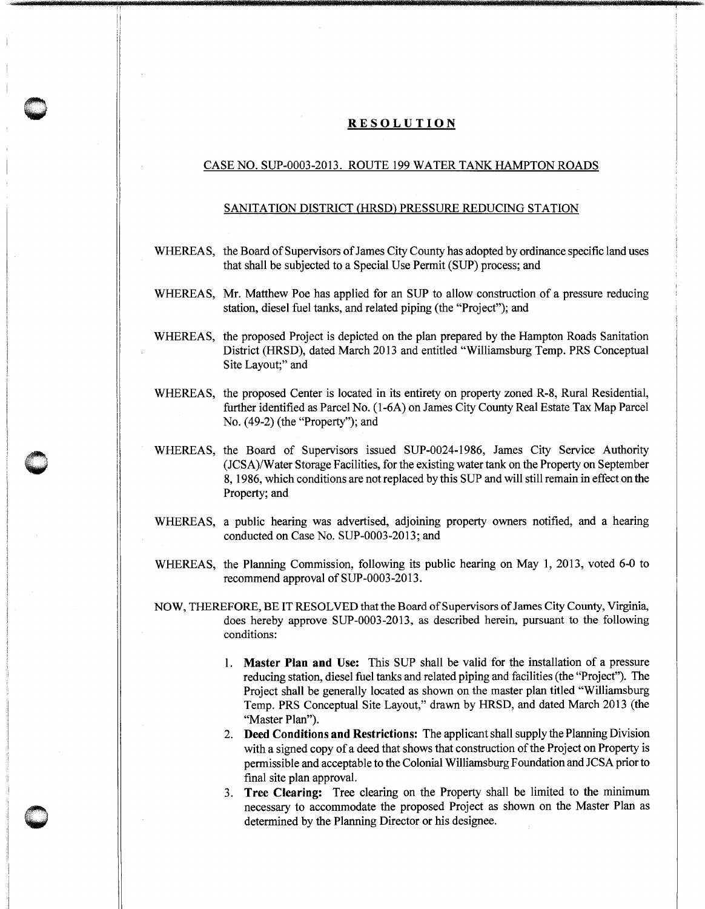# RESOLUTION

## CASE NO. SUP-0003-2013. ROUTE 199 WATER TANK HAMPTON ROADS SANITATION DISTRICT (HRSD) PRESSURE REDUCING STATION

WHEREAS, the Board of Supervisors of James City County has adopted by ordinance specific land uses that shall be subjected to a Special Use Permit (SUP) process; and

WHEREAS, Mr. Matthew Poe has applied for an SUP to allow construction of a pressure reducing station, diesel fuel tanks, and related piping (the "Project"); and

WHEREAS, the proposed Project is depicted on the plan prepared by the Hampton Roads Sanitation District (HRSD), dated March 2013 and entitled "Williamsburg Temp. PRS Conceptual Site Layout;" and

WHEREAS, the proposed Center is located in its entirety on property zoned R-8, Rural Residential, further identified as Parcel No. (1-6A) on James City County Real Estate Tax Map Parcel No. (49-2) (the "Property"); and

WHEREAS, the Board of Supervisors issued SUP-0024-1986, James City Service Authority (JCSA)/Water Storage Facilities, for the existing water tank on the Property on September 8, 1986, which conditions are not replaced by this SUP and will still remain in effect on the Property; and

WHEREAS, a public hearing was advertised, adjoining property owners notified, and a hearing conducted on Case No. SUP-0003-2013; and

WHEREAS, the Planning Commission, following its public hearing on May 1, 2013, voted 6-0 to recommend approval of SUP-0003-2013.

NOW, THEREFORE, BE IT RESOLVED that the Board of Supervisors of James City County, Virginia, does hereby approve SUP-0003-2013, as described herein, pursuant to the following conditions:

1. **Master Plan and Use:** This SUP shall be valid for the installation of a pressure reducing station, diesel fuel tanks and related piping and facilities (the "Project"). The Project shall be generally located as shown on the master plan titled "Williamsburg Temp. PRS Conceptual Site Layout," drawn by HRSD, and dated March 2013 (the "Master Plan").
2. **Deed Conditions and Restrictions:** The applicant shall supply the Planning Division with a signed copy of a deed that shows that construction of the Project on Property is permissible and acceptable to the Colonial Williamsburg Foundation and JCSA prior to final site plan approval.
3. **Tree Clearing:** Tree clearing on the Property shall be limited to the minimum necessary to accommodate the proposed Project as shown on the Master Plan as determined by the Planning Director or his designee.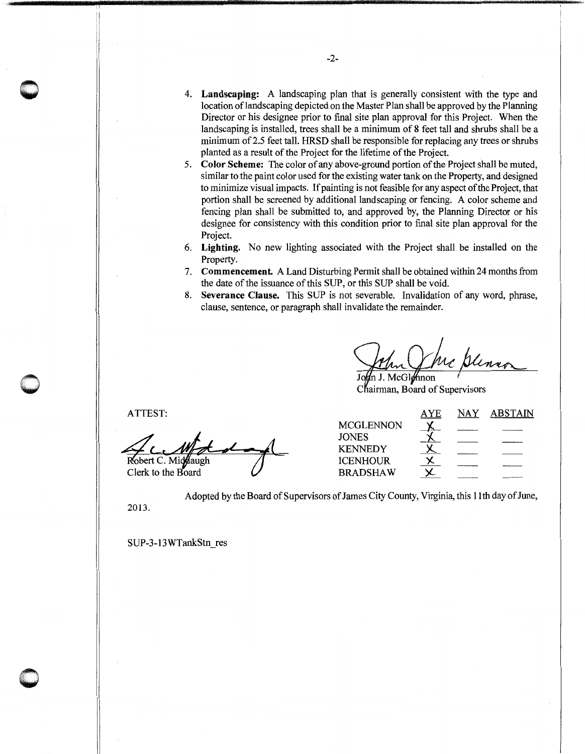4. **Landscaping:** A landscaping plan that is generally consistent with the type and location of landscaping depicted on the Master Plan shall be approved by the Planning Director or his designee prior to final site plan approval for this Project. When the landscaping is installed, trees shall be a minimum of 8 feet tall and shrubs shall be a minimum of 2.5 feet tall. HRSD shall be responsible for replacing any trees or shrubs planted as a result of the Project for the lifetime of the Project.
5. **Color Scheme:** The color of any above-ground portion of the Project shall be muted, similar to the paint color used for the existing water tank on the Property, and designed to minimize visual impacts. If painting is not feasible for any aspect of the Project, that portion shall be screened by additional landscaping or fencing. A color scheme and fencing plan shall be submitted to, and approved by, the Planning Director or his designee for consistency with this condition prior to final site plan approval for the Project.
6. **Lighting.** No new lighting associated with the Project shall be installed on the Property.
7. **Commencement.** A Land Disturbing Permit shall be obtained within 24 months from the date of the issuance of this SUP, or this SUP shall be void.
8. **Severance Clause.** This SUP is not severable. Invalidation of any word, phrase, clause, sentence, or paragraph shall invalidate the remainder.

John J. McGlennon
Chairman, Board of Supervisors

ATTEST:

Robert C. Middaugh
Clerk to the Board

| | AYE | NAY | ABSTAIN |
|---|---|---|---|
| MCGLENNON | X | | |
| JONES | X | | |
| KENNEDY | X | | |
| ICENHOUR | X | | |
| BRADSHAW | X | | |

Adopted by the Board of Supervisors of James City County, Virginia, this 11th day of June, 2013.

SUP-3-13WTankStn_res